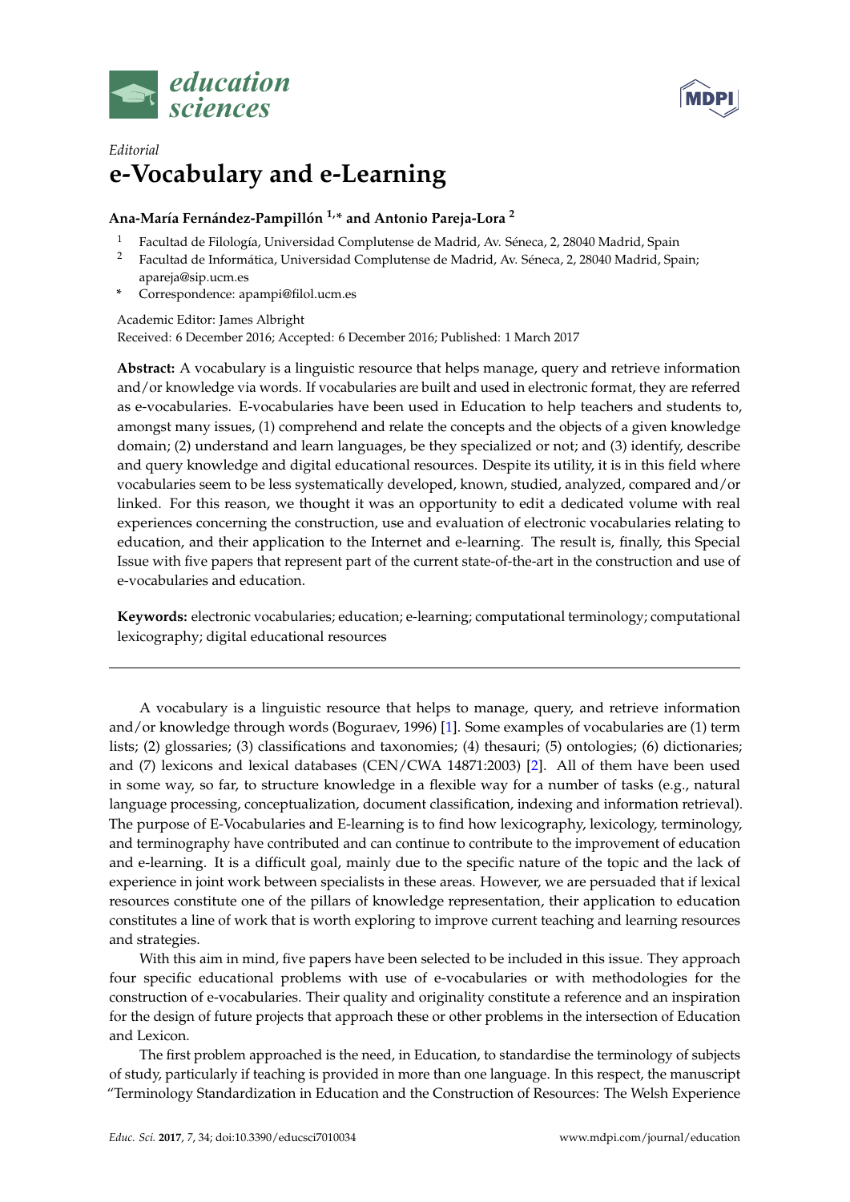*Editorial*

# e-Vocabulary and e-Learning

**Ana-María Fernández-Pampillón [1,*] and Antonio Pareja-Lora [2]**

[1] Facultad de Filología, Universidad Complutense de Madrid, Av. Séneca, 2, 28040 Madrid, Spain
[2] Facultad de Informática, Universidad Complutense de Madrid, Av. Séneca, 2, 28040 Madrid, Spain; apareja@sip.ucm.es
* Correspondence: apampi@filol.ucm.es

Academic Editor: James Albright
Received: 6 December 2016; Accepted: 6 December 2016; Published: 1 March 2017

**Abstract:** A vocabulary is a linguistic resource that helps manage, query and retrieve information and/or knowledge via words. If vocabularies are built and used in electronic format, they are referred as e-vocabularies. E-vocabularies have been used in Education to help teachers and students to, amongst many issues, (1) comprehend and relate the concepts and the objects of a given knowledge domain; (2) understand and learn languages, be they specialized or not; and (3) identify, describe and query knowledge and digital educational resources. Despite its utility, it is in this field where vocabularies seem to be less systematically developed, known, studied, analyzed, compared and/or linked. For this reason, we thought it was an opportunity to edit a dedicated volume with real experiences concerning the construction, use and evaluation of electronic vocabularies relating to education, and their application to the Internet and e-learning. The result is, finally, this Special Issue with five papers that represent part of the current state-of-the-art in the construction and use of e-vocabularies and education.

**Keywords:** electronic vocabularies; education; e-learning; computational terminology; computational lexicography; digital educational resources

---

A vocabulary is a linguistic resource that helps to manage, query, and retrieve information and/or knowledge through words (Boguraev, 1996) [1]. Some examples of vocabularies are (1) term lists; (2) glossaries; (3) classifications and taxonomies; (4) thesauri; (5) ontologies; (6) dictionaries; and (7) lexicons and lexical databases (CEN/CWA 14871:2003) [2]. All of them have been used in some way, so far, to structure knowledge in a flexible way for a number of tasks (e.g., natural language processing, conceptualization, document classification, indexing and information retrieval). The purpose of E-Vocabularies and E-learning is to find how lexicography, lexicology, terminology, and terminography have contributed and can continue to contribute to the improvement of education and e-learning. It is a difficult goal, mainly due to the specific nature of the topic and the lack of experience in joint work between specialists in these areas. However, we are persuaded that if lexical resources constitute one of the pillars of knowledge representation, their application to education constitutes a line of work that is worth exploring to improve current teaching and learning resources and strategies.

With this aim in mind, five papers have been selected to be included in this issue. They approach four specific educational problems with use of e-vocabularies or with methodologies for the construction of e-vocabularies. Their quality and originality constitute a reference and an inspiration for the design of future projects that approach these or other problems in the intersection of Education and Lexicon.

The first problem approached is the need, in Education, to standardise the terminology of subjects of study, particularly if teaching is provided in more than one language. In this respect, the manuscript "Terminology Standardization in Education and the Construction of Resources: The Welsh Experience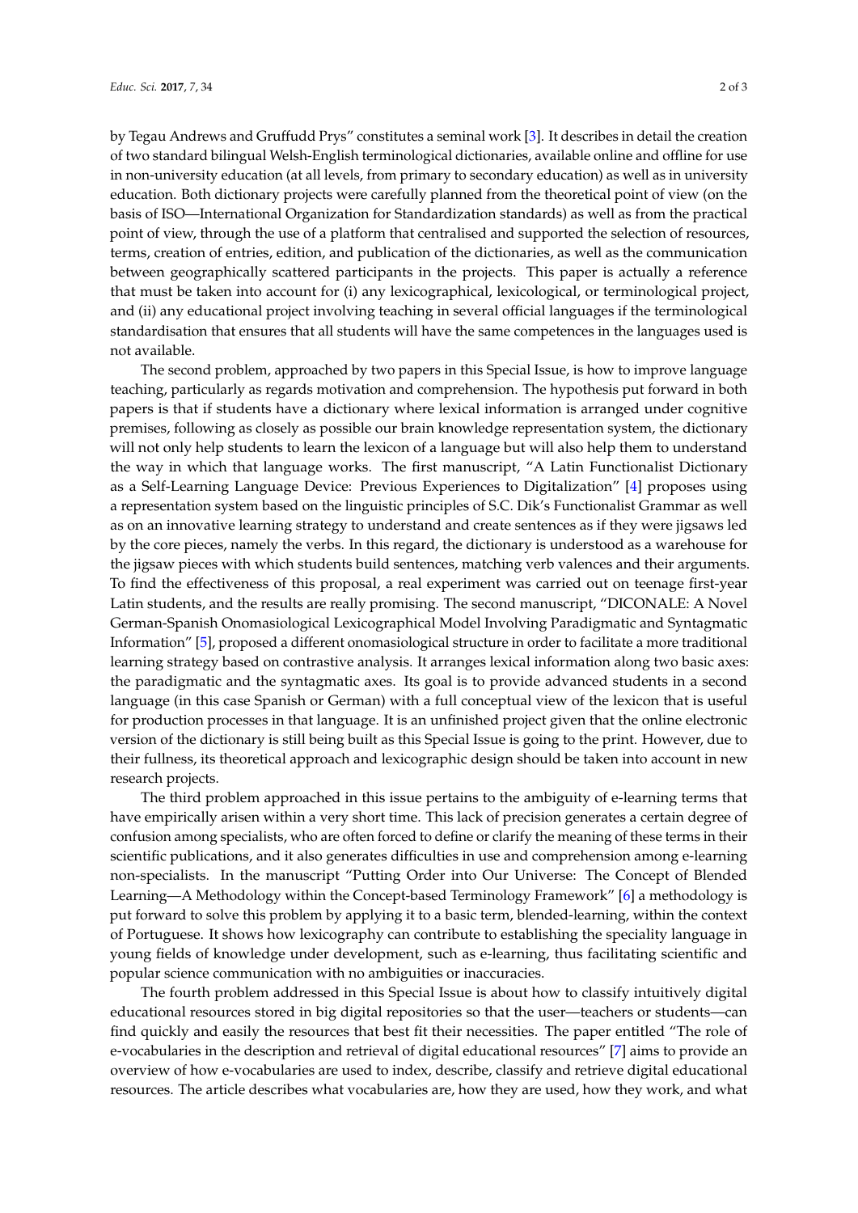by Tegau Andrews and Gruffudd Prys" constitutes a seminal work [3]. It describes in detail the creation of two standard bilingual Welsh-English terminological dictionaries, available online and offline for use in non-university education (at all levels, from primary to secondary education) as well as in university education. Both dictionary projects were carefully planned from the theoretical point of view (on the basis of ISO—International Organization for Standardization standards) as well as from the practical point of view, through the use of a platform that centralised and supported the selection of resources, terms, creation of entries, edition, and publication of the dictionaries, as well as the communication between geographically scattered participants in the projects. This paper is actually a reference that must be taken into account for (i) any lexicographical, lexicological, or terminological project, and (ii) any educational project involving teaching in several official languages if the terminological standardisation that ensures that all students will have the same competences in the languages used is not available.

The second problem, approached by two papers in this Special Issue, is how to improve language teaching, particularly as regards motivation and comprehension. The hypothesis put forward in both papers is that if students have a dictionary where lexical information is arranged under cognitive premises, following as closely as possible our brain knowledge representation system, the dictionary will not only help students to learn the lexicon of a language but will also help them to understand the way in which that language works. The first manuscript, "A Latin Functionalist Dictionary as a Self-Learning Language Device: Previous Experiences to Digitalization" [4] proposes using a representation system based on the linguistic principles of S.C. Dik's Functionalist Grammar as well as on an innovative learning strategy to understand and create sentences as if they were jigsaws led by the core pieces, namely the verbs. In this regard, the dictionary is understood as a warehouse for the jigsaw pieces with which students build sentences, matching verb valences and their arguments. To find the effectiveness of this proposal, a real experiment was carried out on teenage first-year Latin students, and the results are really promising. The second manuscript, "DICONALE: A Novel German-Spanish Onomasiological Lexicographical Model Involving Paradigmatic and Syntagmatic Information" [5], proposed a different onomasiological structure in order to facilitate a more traditional learning strategy based on contrastive analysis. It arranges lexical information along two basic axes: the paradigmatic and the syntagmatic axes. Its goal is to provide advanced students in a second language (in this case Spanish or German) with a full conceptual view of the lexicon that is useful for production processes in that language. It is an unfinished project given that the online electronic version of the dictionary is still being built as this Special Issue is going to the print. However, due to their fullness, its theoretical approach and lexicographic design should be taken into account in new research projects.

The third problem approached in this issue pertains to the ambiguity of e-learning terms that have empirically arisen within a very short time. This lack of precision generates a certain degree of confusion among specialists, who are often forced to define or clarify the meaning of these terms in their scientific publications, and it also generates difficulties in use and comprehension among e-learning non-specialists. In the manuscript "Putting Order into Our Universe: The Concept of Blended Learning—A Methodology within the Concept-based Terminology Framework" [6] a methodology is put forward to solve this problem by applying it to a basic term, blended-learning, within the context of Portuguese. It shows how lexicography can contribute to establishing the speciality language in young fields of knowledge under development, such as e-learning, thus facilitating scientific and popular science communication with no ambiguities or inaccuracies.

The fourth problem addressed in this Special Issue is about how to classify intuitively digital educational resources stored in big digital repositories so that the user—teachers or students—can find quickly and easily the resources that best fit their necessities. The paper entitled "The role of e-vocabularies in the description and retrieval of digital educational resources" [7] aims to provide an overview of how e-vocabularies are used to index, describe, classify and retrieve digital educational resources. The article describes what vocabularies are, how they are used, how they work, and what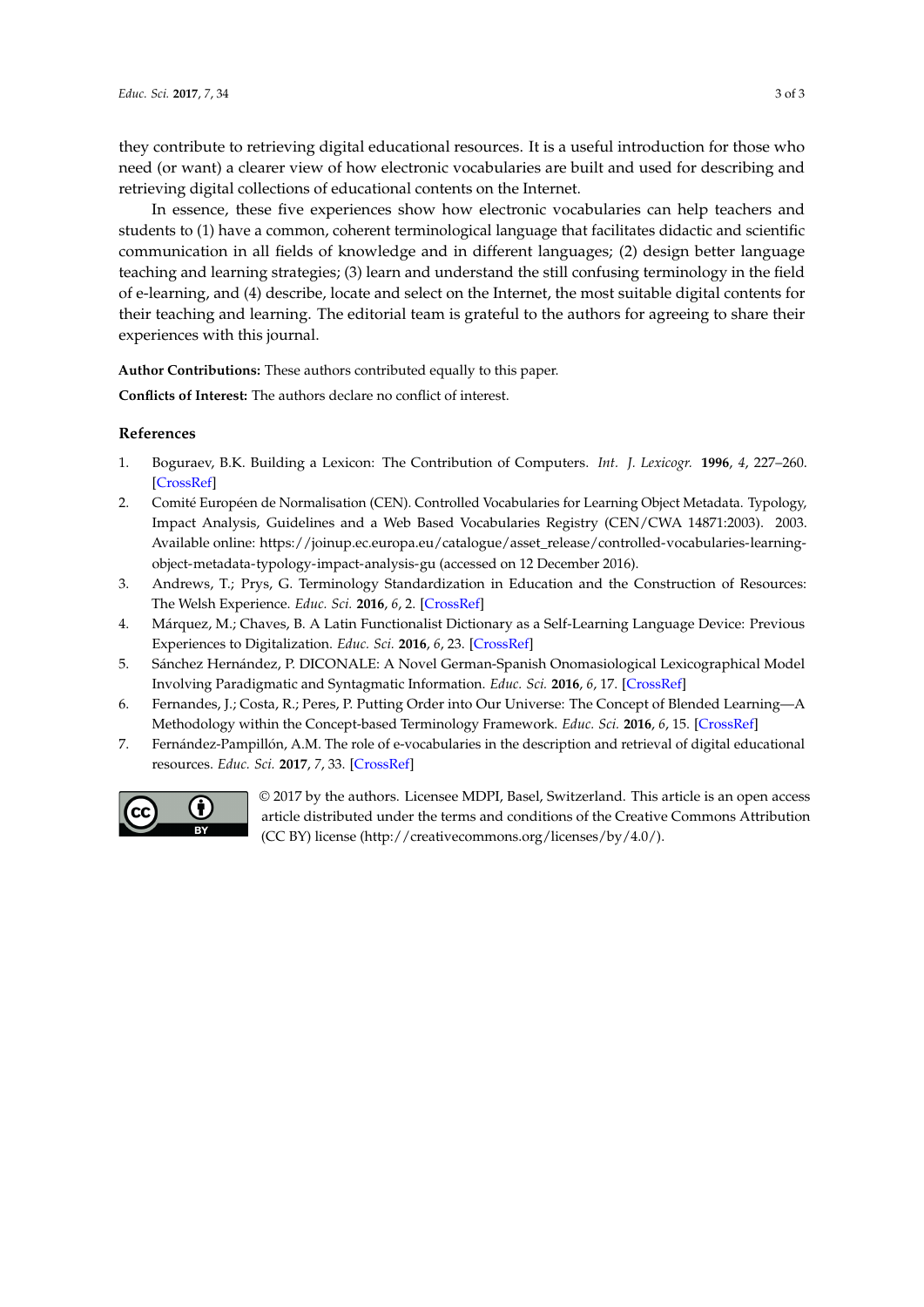they contribute to retrieving digital educational resources. It is a useful introduction for those who need (or want) a clearer view of how electronic vocabularies are built and used for describing and retrieving digital collections of educational contents on the Internet.

In essence, these five experiences show how electronic vocabularies can help teachers and students to (1) have a common, coherent terminological language that facilitates didactic and scientific communication in all fields of knowledge and in different languages; (2) design better language teaching and learning strategies; (3) learn and understand the still confusing terminology in the field of e-learning, and (4) describe, locate and select on the Internet, the most suitable digital contents for their teaching and learning. The editorial team is grateful to the authors for agreeing to share their experiences with this journal.

**Author Contributions:** These authors contributed equally to this paper.

**Conflicts of Interest:** The authors declare no conflict of interest.

## References

1. Boguraev, B.K. Building a Lexicon: The Contribution of Computers. *Int. J. Lexicogr.* **1996**, *4*, 227–260. [CrossRef]
2. Comité Européen de Normalisation (CEN). Controlled Vocabularies for Learning Object Metadata. Typology, Impact Analysis, Guidelines and a Web Based Vocabularies Registry (CEN/CWA 14871:2003). 2003. Available online: https://joinup.ec.europa.eu/catalogue/asset_release/controlled-vocabularies-learning-object-metadata-typology-impact-analysis-gu (accessed on 12 December 2016).
3. Andrews, T.; Prys, G. Terminology Standardization in Education and the Construction of Resources: The Welsh Experience. *Educ. Sci.* **2016**, *6*, 2. [CrossRef]
4. Márquez, M.; Chaves, B. A Latin Functionalist Dictionary as a Self-Learning Language Device: Previous Experiences to Digitalization. *Educ. Sci.* **2016**, *6*, 23. [CrossRef]
5. Sánchez Hernández, P. DICONALE: A Novel German-Spanish Onomasiological Lexicographical Model Involving Paradigmatic and Syntagmatic Information. *Educ. Sci.* **2016**, *6*, 17. [CrossRef]
6. Fernandes, J.; Costa, R.; Peres, P. Putting Order into Our Universe: The Concept of Blended Learning—A Methodology within the Concept-based Terminology Framework. *Educ. Sci.* **2016**, *6*, 15. [CrossRef]
7. Fernández-Pampillón, A.M. The role of e-vocabularies in the description and retrieval of digital educational resources. *Educ. Sci.* **2017**, *7*, 33. [CrossRef]

© 2017 by the authors. Licensee MDPI, Basel, Switzerland. This article is an open access article distributed under the terms and conditions of the Creative Commons Attribution (CC BY) license (http://creativecommons.org/licenses/by/4.0/).